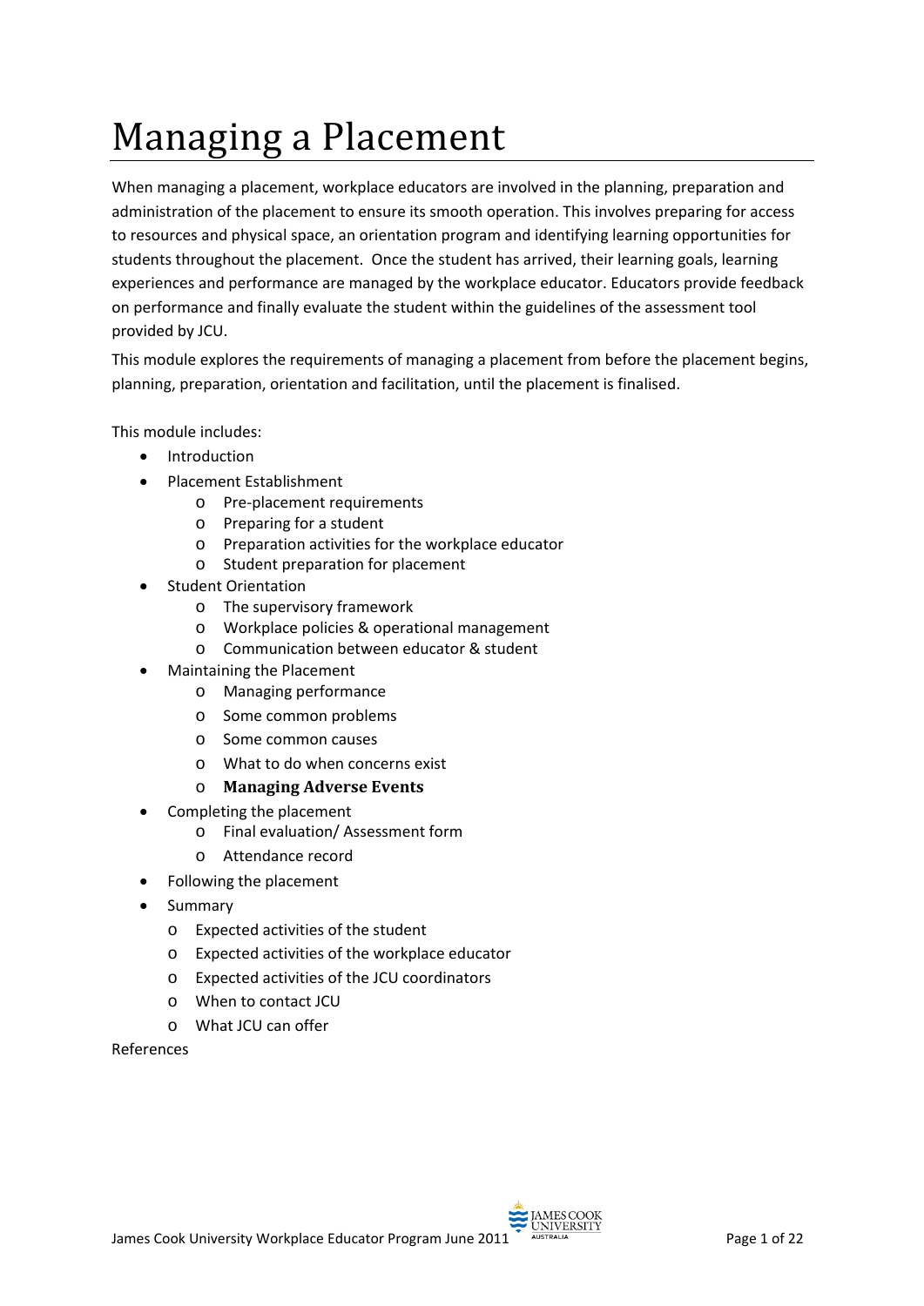# Managing a Placement

When managing a placement, workplace educators are involved in the planning, preparation and administration of the placement to ensure its smooth operation. This involves preparing for access to resources and physical space, an orientation program and identifying learning opportunities for students throughout the placement. Once the student has arrived, their learning goals, learning experiences and performance are managed by the workplace educator. Educators provide feedback on performance and finally evaluate the student within the guidelines of the assessment tool provided by JCU.

This module explores the requirements of managing a placement from before the placement begins, planning, preparation, orientation and facilitation, until the placement is finalised.

This module includes:

- Introduction
- Placement Establishment
  - Pre-placement requirements
  - Preparing for a student
  - Preparation activities for the workplace educator
  - Student preparation for placement
- Student Orientation
  - The supervisory framework
  - Workplace policies & operational management
  - Communication between educator & student
- Maintaining the Placement
  - Managing performance
  - Some common problems
  - Some common causes
  - What to do when concerns exist
  - **Managing Adverse Events**
- Completing the placement
  - Final evaluation/ Assessment form
  - Attendance record
- Following the placement
- Summary
  - Expected activities of the student
  - Expected activities of the workplace educator
  - Expected activities of the JCU coordinators
  - When to contact JCU
  - What JCU can offer

References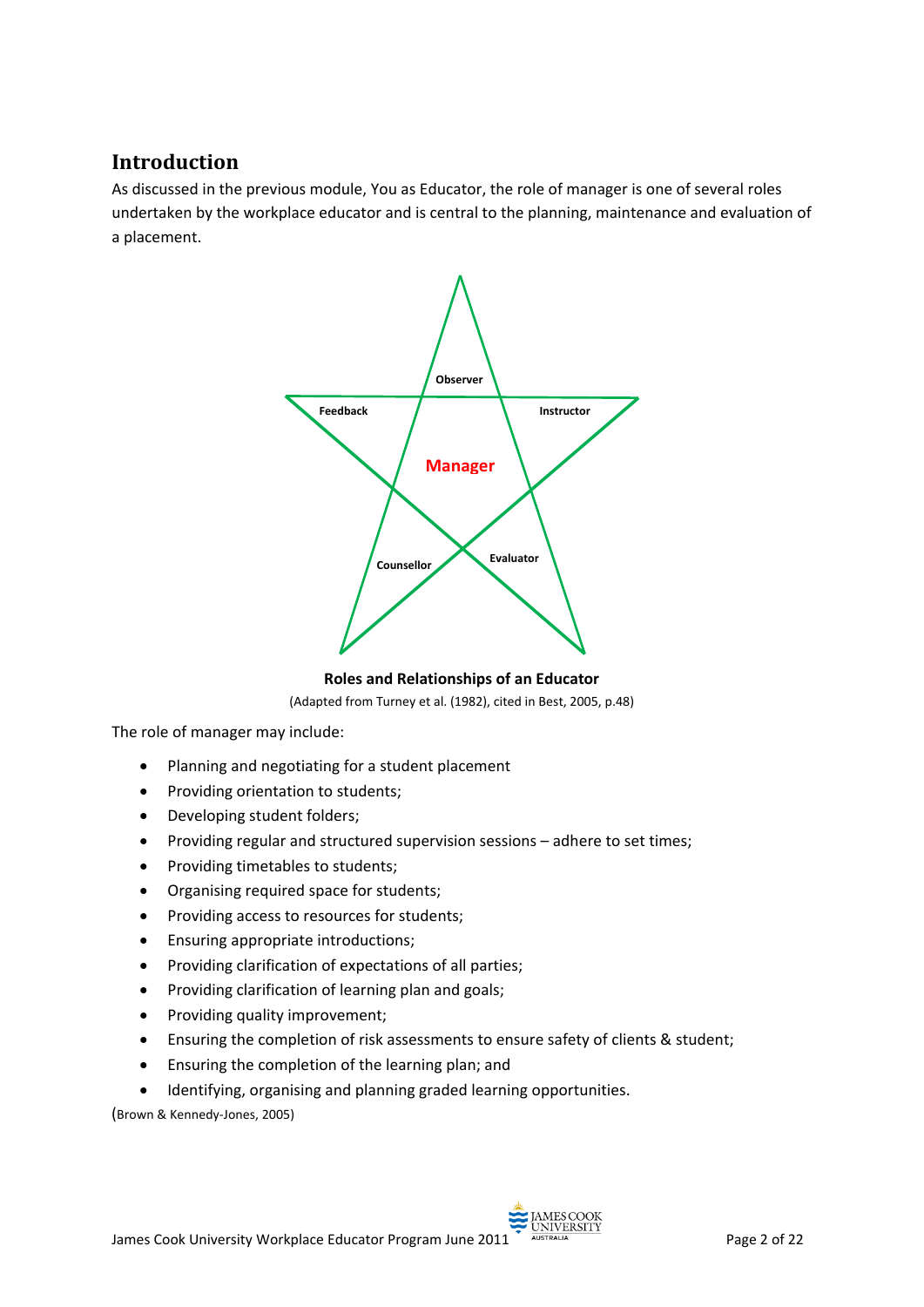## Introduction

As discussed in the previous module, You as Educator, the role of manager is one of several roles undertaken by the workplace educator and is central to the planning, maintenance and evaluation of a placement.

Observer

Feedback

Instructor

Manager

Counsellor

Evaluator

**Roles and Relationships of an Educator**

(Adapted from Turney et al. (1982), cited in Best, 2005, p.48)

The role of manager may include:

- Planning and negotiating for a student placement
- Providing orientation to students;
- Developing student folders;
- Providing regular and structured supervision sessions – adhere to set times;
- Providing timetables to students;
- Organising required space for students;
- Providing access to resources for students;
- Ensuring appropriate introductions;
- Providing clarification of expectations of all parties;
- Providing clarification of learning plan and goals;
- Providing quality improvement;
- Ensuring the completion of risk assessments to ensure safety of clients & student;
- Ensuring the completion of the learning plan; and
- Identifying, organising and planning graded learning opportunities.

(Brown & Kennedy-Jones, 2005)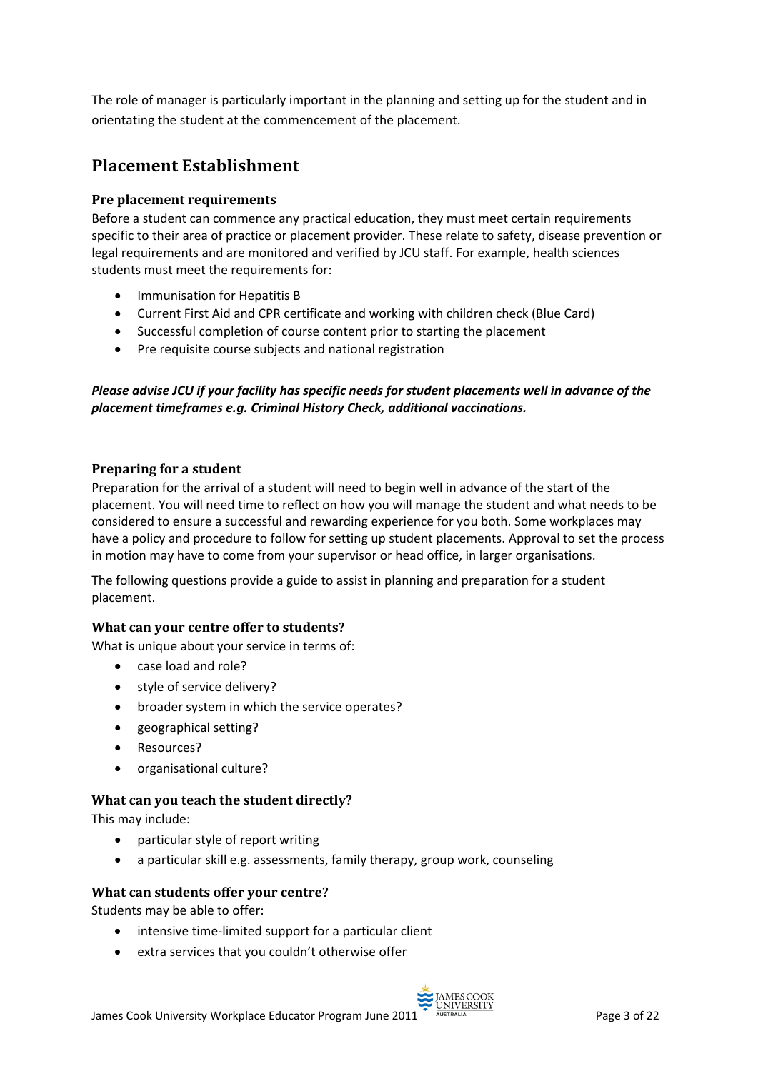The role of manager is particularly important in the planning and setting up for the student and in orientating the student at the commencement of the placement.

## Placement Establishment

### Pre placement requirements

Before a student can commence any practical education, they must meet certain requirements specific to their area of practice or placement provider. These relate to safety, disease prevention or legal requirements and are monitored and verified by JCU staff. For example, health sciences students must meet the requirements for:

- Immunisation for Hepatitis B
- Current First Aid and CPR certificate and working with children check (Blue Card)
- Successful completion of course content prior to starting the placement
- Pre requisite course subjects and national registration

***Please advise JCU if your facility has specific needs for student placements well in advance of the placement timeframes e.g. Criminal History Check, additional vaccinations.***

### Preparing for a student

Preparation for the arrival of a student will need to begin well in advance of the start of the placement. You will need time to reflect on how you will manage the student and what needs to be considered to ensure a successful and rewarding experience for you both. Some workplaces may have a policy and procedure to follow for setting up student placements. Approval to set the process in motion may have to come from your supervisor or head office, in larger organisations.

The following questions provide a guide to assist in planning and preparation for a student placement.

### What can your centre offer to students?

What is unique about your service in terms of:

- case load and role?
- style of service delivery?
- broader system in which the service operates?
- geographical setting?
- Resources?
- organisational culture?

### What can you teach the student directly?

This may include:

- particular style of report writing
- a particular skill e.g. assessments, family therapy, group work, counseling

### What can students offer your centre?

Students may be able to offer:

- intensive time-limited support for a particular client
- extra services that you couldn't otherwise offer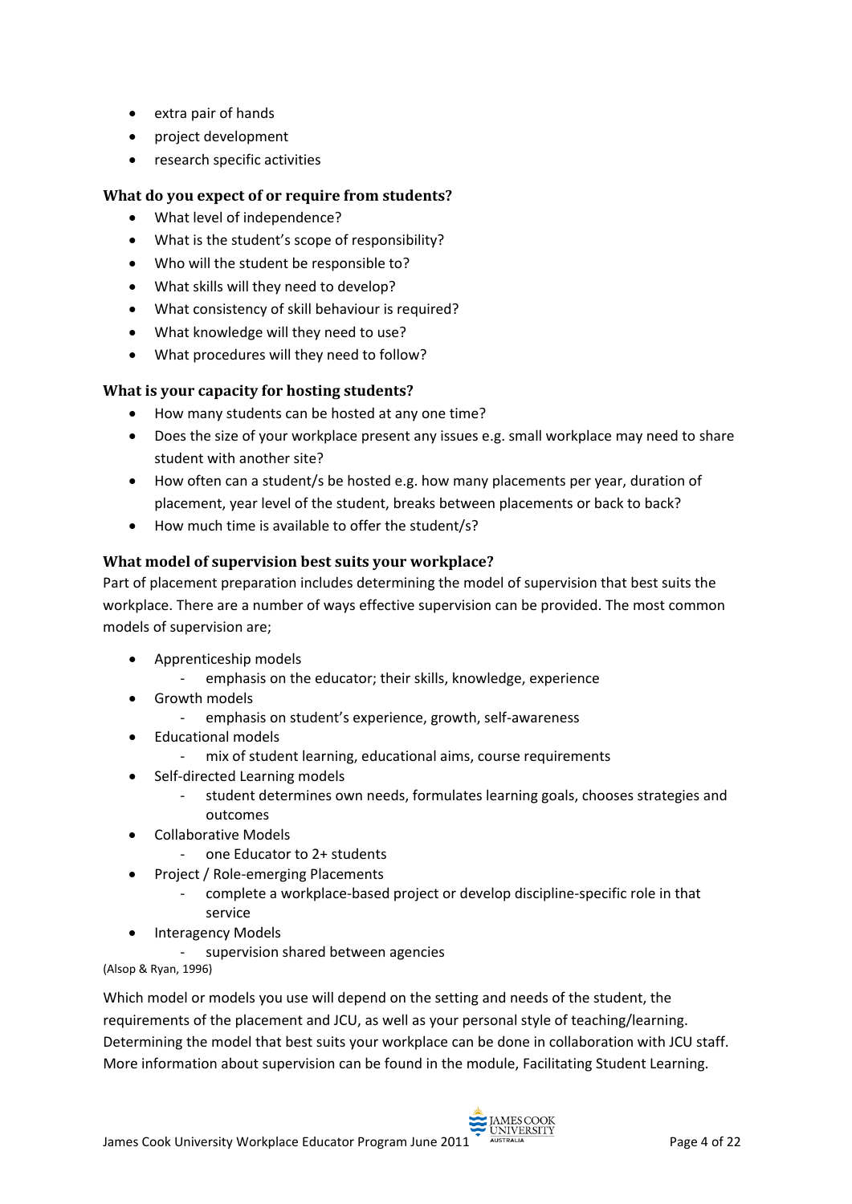- extra pair of hands
- project development
- research specific activities

### What do you expect of or require from students?

- What level of independence?
- What is the student's scope of responsibility?
- Who will the student be responsible to?
- What skills will they need to develop?
- What consistency of skill behaviour is required?
- What knowledge will they need to use?
- What procedures will they need to follow?

### What is your capacity for hosting students?

- How many students can be hosted at any one time?
- Does the size of your workplace present any issues e.g. small workplace may need to share student with another site?
- How often can a student/s be hosted e.g. how many placements per year, duration of placement, year level of the student, breaks between placements or back to back?
- How much time is available to offer the student/s?

### What model of supervision best suits your workplace?

Part of placement preparation includes determining the model of supervision that best suits the workplace. There are a number of ways effective supervision can be provided. The most common models of supervision are;

- Apprenticeship models
  - emphasis on the educator; their skills, knowledge, experience
- Growth models
  - emphasis on student's experience, growth, self-awareness
- Educational models
  - mix of student learning, educational aims, course requirements
- Self-directed Learning models
  - student determines own needs, formulates learning goals, chooses strategies and outcomes
- Collaborative Models
  - one Educator to 2+ students
- Project / Role-emerging Placements
  - complete a workplace-based project or develop discipline-specific role in that service
- Interagency Models
  - supervision shared between agencies

(Alsop & Ryan, 1996)

Which model or models you use will depend on the setting and needs of the student, the requirements of the placement and JCU, as well as your personal style of teaching/learning. Determining the model that best suits your workplace can be done in collaboration with JCU staff. More information about supervision can be found in the module, Facilitating Student Learning.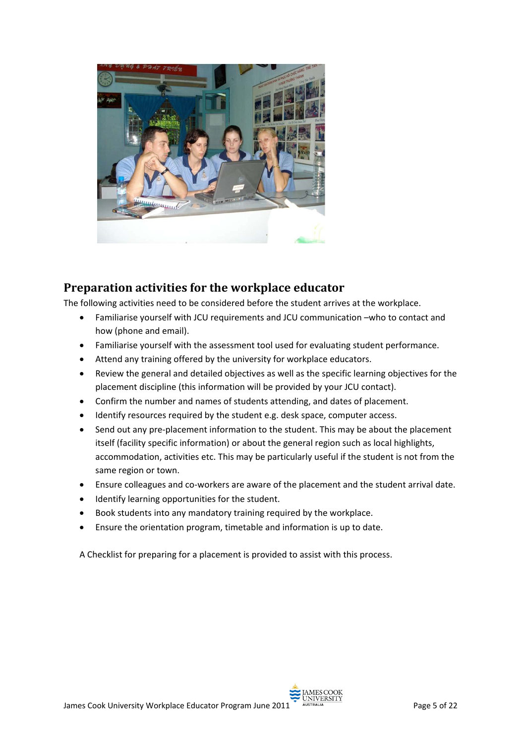## Preparation activities for the workplace educator

The following activities need to be considered before the student arrives at the workplace.

- Familiarise yourself with JCU requirements and JCU communication –who to contact and how (phone and email).
- Familiarise yourself with the assessment tool used for evaluating student performance.
- Attend any training offered by the university for workplace educators.
- Review the general and detailed objectives as well as the specific learning objectives for the placement discipline (this information will be provided by your JCU contact).
- Confirm the number and names of students attending, and dates of placement.
- Identify resources required by the student e.g. desk space, computer access.
- Send out any pre-placement information to the student. This may be about the placement itself (facility specific information) or about the general region such as local highlights, accommodation, activities etc. This may be particularly useful if the student is not from the same region or town.
- Ensure colleagues and co-workers are aware of the placement and the student arrival date.
- Identify learning opportunities for the student.
- Book students into any mandatory training required by the workplace.
- Ensure the orientation program, timetable and information is up to date.

A Checklist for preparing for a placement is provided to assist with this process.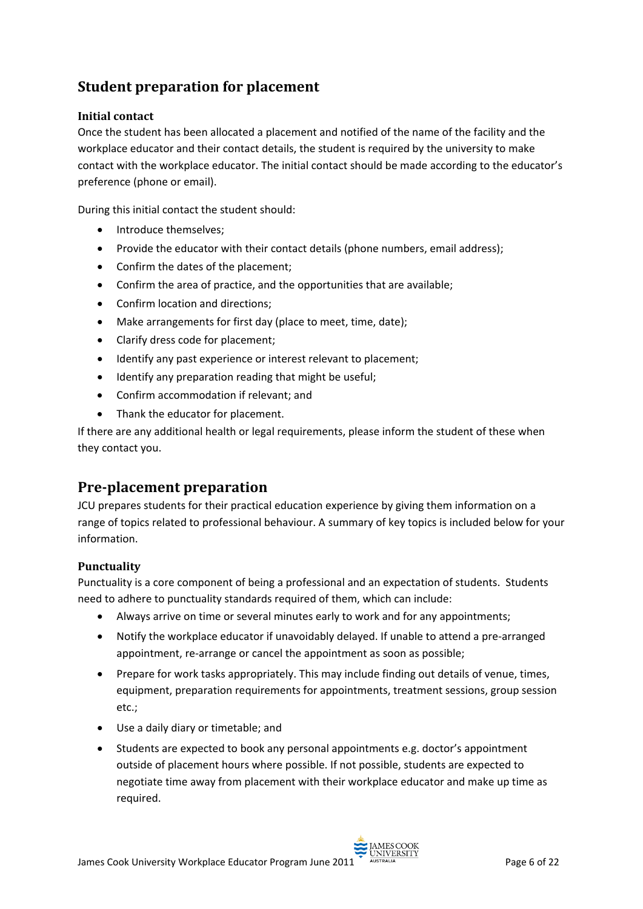## Student preparation for placement

### Initial contact

Once the student has been allocated a placement and notified of the name of the facility and the workplace educator and their contact details, the student is required by the university to make contact with the workplace educator. The initial contact should be made according to the educator's preference (phone or email).

During this initial contact the student should:

- Introduce themselves;
- Provide the educator with their contact details (phone numbers, email address);
- Confirm the dates of the placement;
- Confirm the area of practice, and the opportunities that are available;
- Confirm location and directions;
- Make arrangements for first day (place to meet, time, date);
- Clarify dress code for placement;
- Identify any past experience or interest relevant to placement;
- Identify any preparation reading that might be useful;
- Confirm accommodation if relevant; and
- Thank the educator for placement.

If there are any additional health or legal requirements, please inform the student of these when they contact you.

## Pre-placement preparation

JCU prepares students for their practical education experience by giving them information on a range of topics related to professional behaviour. A summary of key topics is included below for your information.

### Punctuality

Punctuality is a core component of being a professional and an expectation of students. Students need to adhere to punctuality standards required of them, which can include:

- Always arrive on time or several minutes early to work and for any appointments;
- Notify the workplace educator if unavoidably delayed. If unable to attend a pre-arranged appointment, re-arrange or cancel the appointment as soon as possible;
- Prepare for work tasks appropriately. This may include finding out details of venue, times, equipment, preparation requirements for appointments, treatment sessions, group session etc.;
- Use a daily diary or timetable; and
- Students are expected to book any personal appointments e.g. doctor's appointment outside of placement hours where possible. If not possible, students are expected to negotiate time away from placement with their workplace educator and make up time as required.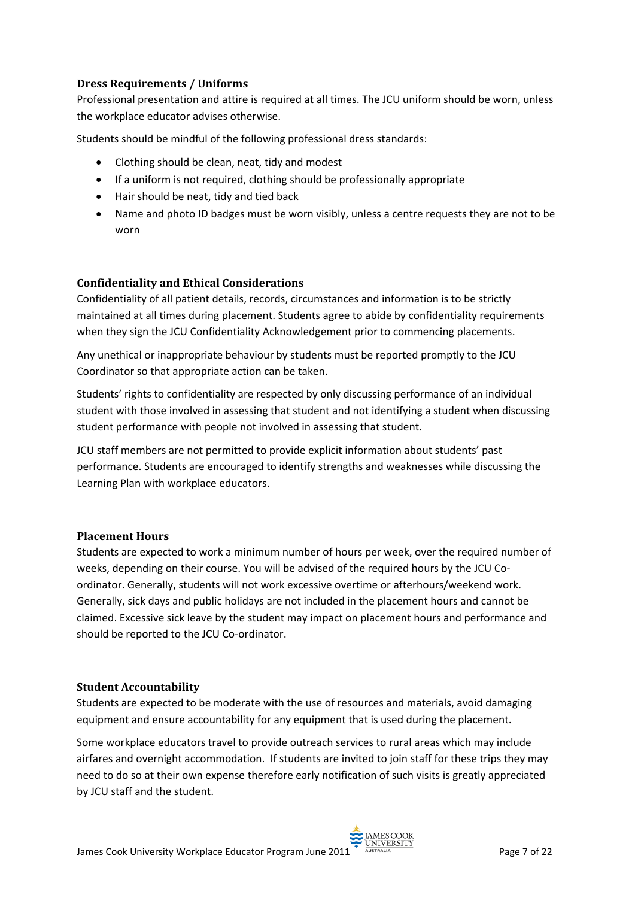### Dress Requirements / Uniforms

Professional presentation and attire is required at all times. The JCU uniform should be worn, unless the workplace educator advises otherwise.

Students should be mindful of the following professional dress standards:

- Clothing should be clean, neat, tidy and modest
- If a uniform is not required, clothing should be professionally appropriate
- Hair should be neat, tidy and tied back
- Name and photo ID badges must be worn visibly, unless a centre requests they are not to be worn

### Confidentiality and Ethical Considerations

Confidentiality of all patient details, records, circumstances and information is to be strictly maintained at all times during placement. Students agree to abide by confidentiality requirements when they sign the JCU Confidentiality Acknowledgement prior to commencing placements.

Any unethical or inappropriate behaviour by students must be reported promptly to the JCU Coordinator so that appropriate action can be taken.

Students' rights to confidentiality are respected by only discussing performance of an individual student with those involved in assessing that student and not identifying a student when discussing student performance with people not involved in assessing that student.

JCU staff members are not permitted to provide explicit information about students' past performance. Students are encouraged to identify strengths and weaknesses while discussing the Learning Plan with workplace educators.

### Placement Hours

Students are expected to work a minimum number of hours per week, over the required number of weeks, depending on their course. You will be advised of the required hours by the JCU Co-ordinator. Generally, students will not work excessive overtime or afterhours/weekend work. Generally, sick days and public holidays are not included in the placement hours and cannot be claimed. Excessive sick leave by the student may impact on placement hours and performance and should be reported to the JCU Co-ordinator.

### Student Accountability

Students are expected to be moderate with the use of resources and materials, avoid damaging equipment and ensure accountability for any equipment that is used during the placement.

Some workplace educators travel to provide outreach services to rural areas which may include airfares and overnight accommodation. If students are invited to join staff for these trips they may need to do so at their own expense therefore early notification of such visits is greatly appreciated by JCU staff and the student.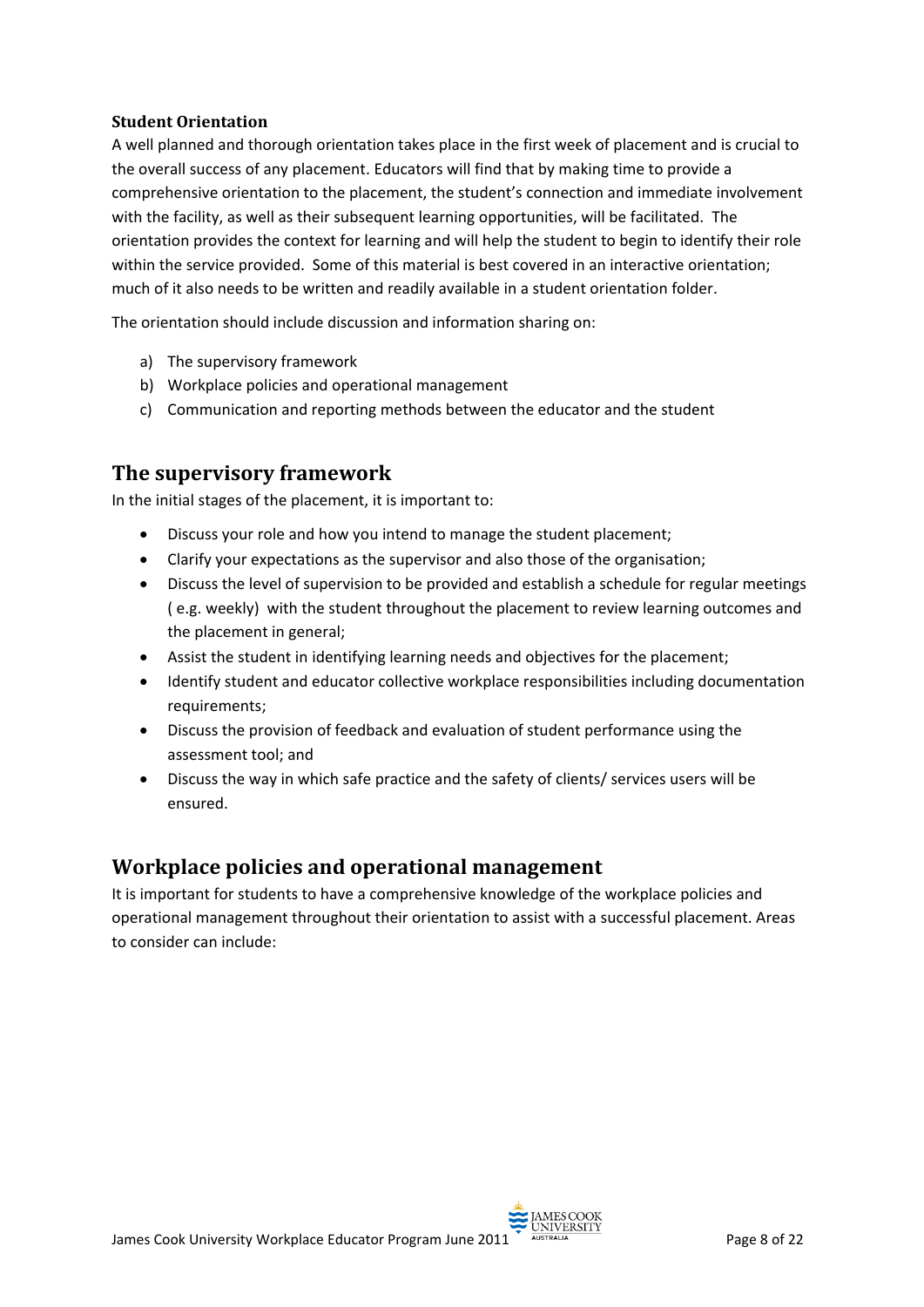**Student Orientation**

A well planned and thorough orientation takes place in the first week of placement and is crucial to the overall success of any placement. Educators will find that by making time to provide a comprehensive orientation to the placement, the student's connection and immediate involvement with the facility, as well as their subsequent learning opportunities, will be facilitated. The orientation provides the context for learning and will help the student to begin to identify their role within the service provided. Some of this material is best covered in an interactive orientation; much of it also needs to be written and readily available in a student orientation folder.

The orientation should include discussion and information sharing on:

a) The supervisory framework
b) Workplace policies and operational management
c) Communication and reporting methods between the educator and the student

## The supervisory framework

In the initial stages of the placement, it is important to:

- Discuss your role and how you intend to manage the student placement;
- Clarify your expectations as the supervisor and also those of the organisation;
- Discuss the level of supervision to be provided and establish a schedule for regular meetings ( e.g. weekly) with the student throughout the placement to review learning outcomes and the placement in general;
- Assist the student in identifying learning needs and objectives for the placement;
- Identify student and educator collective workplace responsibilities including documentation requirements;
- Discuss the provision of feedback and evaluation of student performance using the assessment tool; and
- Discuss the way in which safe practice and the safety of clients/ services users will be ensured.

## Workplace policies and operational management

It is important for students to have a comprehensive knowledge of the workplace policies and operational management throughout their orientation to assist with a successful placement. Areas to consider can include: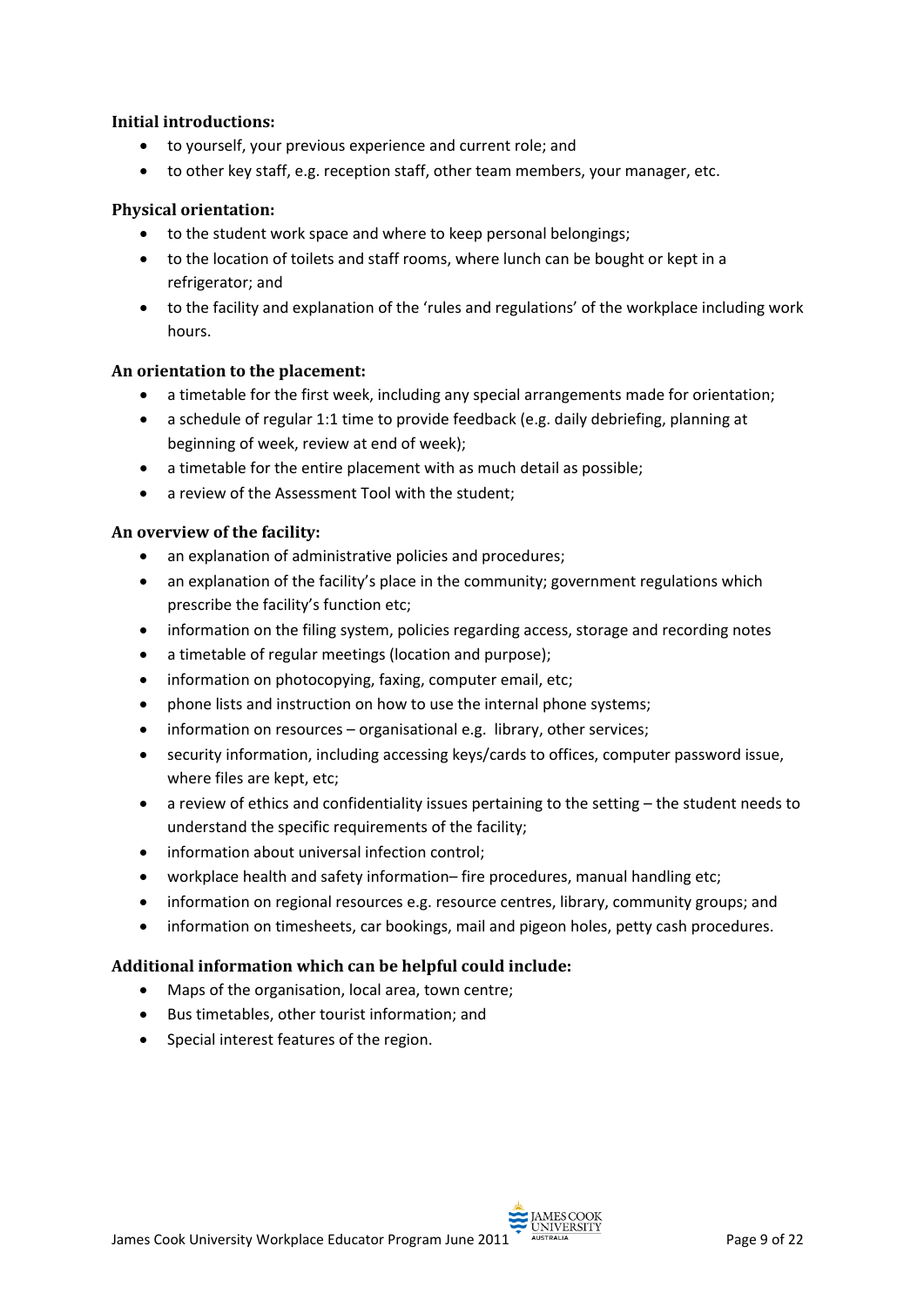**Initial introductions:**

- to yourself, your previous experience and current role; and
- to other key staff, e.g. reception staff, other team members, your manager, etc.

**Physical orientation:**

- to the student work space and where to keep personal belongings;
- to the location of toilets and staff rooms, where lunch can be bought or kept in a refrigerator; and
- to the facility and explanation of the 'rules and regulations' of the workplace including work hours.

**An orientation to the placement:**

- a timetable for the first week, including any special arrangements made for orientation;
- a schedule of regular 1:1 time to provide feedback (e.g. daily debriefing, planning at beginning of week, review at end of week);
- a timetable for the entire placement with as much detail as possible;
- a review of the Assessment Tool with the student;

**An overview of the facility:**

- an explanation of administrative policies and procedures;
- an explanation of the facility's place in the community; government regulations which prescribe the facility's function etc;
- information on the filing system, policies regarding access, storage and recording notes
- a timetable of regular meetings (location and purpose);
- information on photocopying, faxing, computer email, etc;
- phone lists and instruction on how to use the internal phone systems;
- information on resources – organisational e.g. library, other services;
- security information, including accessing keys/cards to offices, computer password issue, where files are kept, etc;
- a review of ethics and confidentiality issues pertaining to the setting – the student needs to understand the specific requirements of the facility;
- information about universal infection control;
- workplace health and safety information– fire procedures, manual handling etc;
- information on regional resources e.g. resource centres, library, community groups; and
- information on timesheets, car bookings, mail and pigeon holes, petty cash procedures.

**Additional information which can be helpful could include:**

- Maps of the organisation, local area, town centre;
- Bus timetables, other tourist information; and
- Special interest features of the region.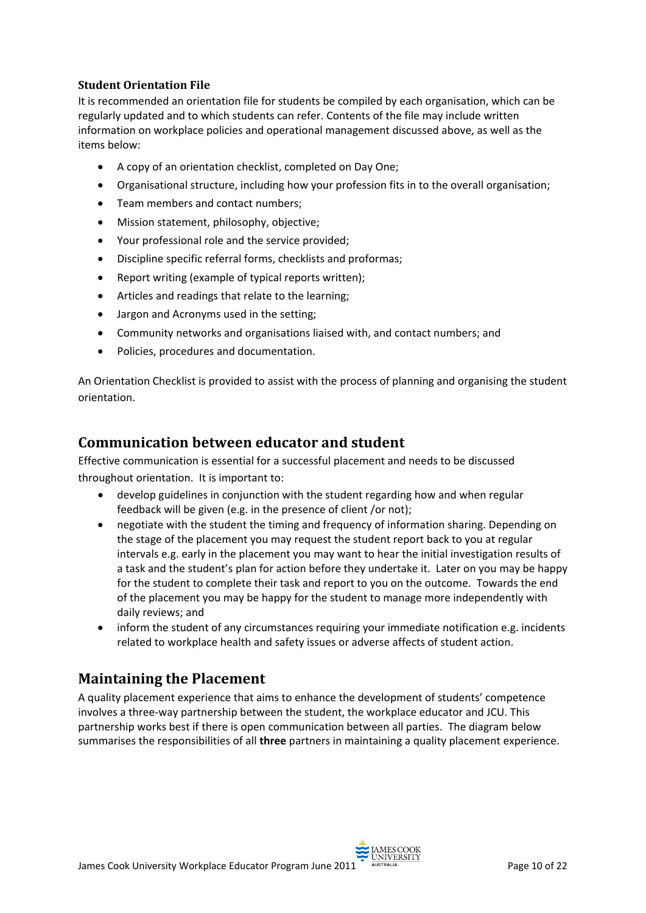### Student Orientation File

It is recommended an orientation file for students be compiled by each organisation, which can be regularly updated and to which students can refer. Contents of the file may include written information on workplace policies and operational management discussed above, as well as the items below:

- A copy of an orientation checklist, completed on Day One;
- Organisational structure, including how your profession fits in to the overall organisation;
- Team members and contact numbers;
- Mission statement, philosophy, objective;
- Your professional role and the service provided;
- Discipline specific referral forms, checklists and proformas;
- Report writing (example of typical reports written);
- Articles and readings that relate to the learning;
- Jargon and Acronyms used in the setting;
- Community networks and organisations liaised with, and contact numbers; and
- Policies, procedures and documentation.

An Orientation Checklist is provided to assist with the process of planning and organising the student orientation.

## Communication between educator and student

Effective communication is essential for a successful placement and needs to be discussed throughout orientation. It is important to:

- develop guidelines in conjunction with the student regarding how and when regular feedback will be given (e.g. in the presence of client /or not);
- negotiate with the student the timing and frequency of information sharing. Depending on the stage of the placement you may request the student report back to you at regular intervals e.g. early in the placement you may want to hear the initial investigation results of a task and the student's plan for action before they undertake it. Later on you may be happy for the student to complete their task and report to you on the outcome. Towards the end of the placement you may be happy for the student to manage more independently with daily reviews; and
- inform the student of any circumstances requiring your immediate notification e.g. incidents related to workplace health and safety issues or adverse affects of student action.

## Maintaining the Placement

A quality placement experience that aims to enhance the development of students' competence involves a three-way partnership between the student, the workplace educator and JCU. This partnership works best if there is open communication between all parties. The diagram below summarises the responsibilities of all **three** partners in maintaining a quality placement experience.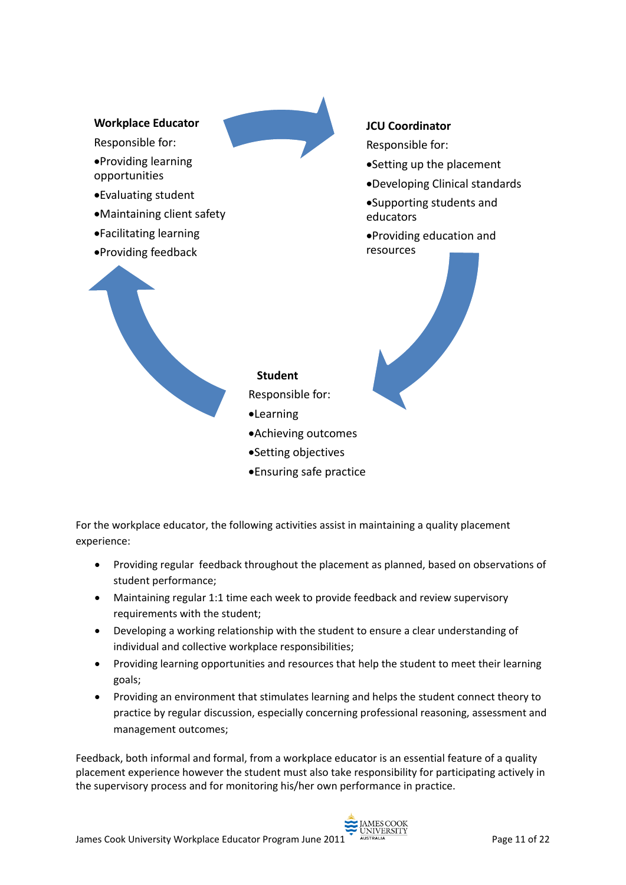**Workplace Educator**

Responsible for:

- Providing learning opportunities
- Evaluating student
- Maintaining client safety
- Facilitating learning
- Providing feedback

**JCU Coordinator**

Responsible for:

- Setting up the placement
- Developing Clinical standards
- Supporting students and educators
- Providing education and resources

**Student**

Responsible for:

- Learning
- Achieving outcomes
- Setting objectives
- Ensuring safe practice

For the workplace educator, the following activities assist in maintaining a quality placement experience:

- Providing regular feedback throughout the placement as planned, based on observations of student performance;
- Maintaining regular 1:1 time each week to provide feedback and review supervisory requirements with the student;
- Developing a working relationship with the student to ensure a clear understanding of individual and collective workplace responsibilities;
- Providing learning opportunities and resources that help the student to meet their learning goals;
- Providing an environment that stimulates learning and helps the student connect theory to practice by regular discussion, especially concerning professional reasoning, assessment and management outcomes;

Feedback, both informal and formal, from a workplace educator is an essential feature of a quality placement experience however the student must also take responsibility for participating actively in the supervisory process and for monitoring his/her own performance in practice.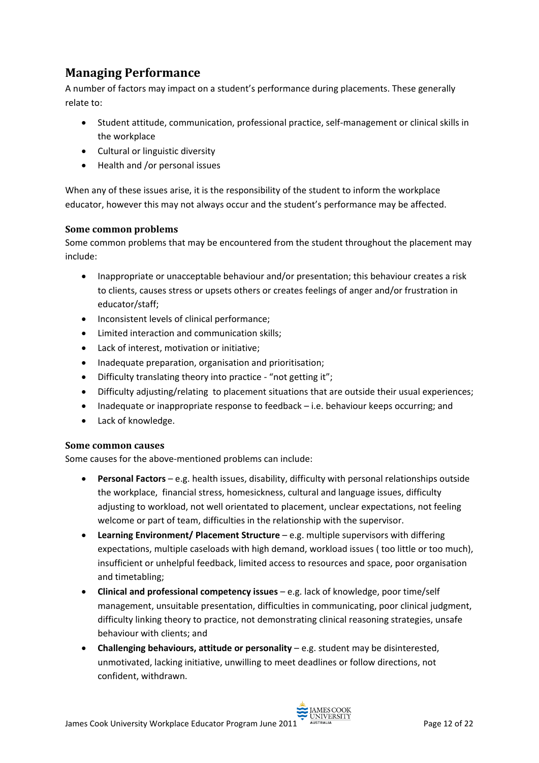## Managing Performance

A number of factors may impact on a student's performance during placements. These generally relate to:

- Student attitude, communication, professional practice, self-management or clinical skills in the workplace
- Cultural or linguistic diversity
- Health and /or personal issues

When any of these issues arise, it is the responsibility of the student to inform the workplace educator, however this may not always occur and the student's performance may be affected.

### Some common problems

Some common problems that may be encountered from the student throughout the placement may include:

- Inappropriate or unacceptable behaviour and/or presentation; this behaviour creates a risk to clients, causes stress or upsets others or creates feelings of anger and/or frustration in educator/staff;
- Inconsistent levels of clinical performance;
- Limited interaction and communication skills;
- Lack of interest, motivation or initiative;
- Inadequate preparation, organisation and prioritisation;
- Difficulty translating theory into practice - "not getting it";
- Difficulty adjusting/relating to placement situations that are outside their usual experiences;
- Inadequate or inappropriate response to feedback – i.e. behaviour keeps occurring; and
- Lack of knowledge.

### Some common causes

Some causes for the above-mentioned problems can include:

- **Personal Factors** – e.g. health issues, disability, difficulty with personal relationships outside the workplace, financial stress, homesickness, cultural and language issues, difficulty adjusting to workload, not well orientated to placement, unclear expectations, not feeling welcome or part of team, difficulties in the relationship with the supervisor.
- **Learning Environment/ Placement Structure** – e.g. multiple supervisors with differing expectations, multiple caseloads with high demand, workload issues ( too little or too much), insufficient or unhelpful feedback, limited access to resources and space, poor organisation and timetabling;
- **Clinical and professional competency issues** – e.g. lack of knowledge, poor time/self management, unsuitable presentation, difficulties in communicating, poor clinical judgment, difficulty linking theory to practice, not demonstrating clinical reasoning strategies, unsafe behaviour with clients; and
- **Challenging behaviours, attitude or personality** – e.g. student may be disinterested, unmotivated, lacking initiative, unwilling to meet deadlines or follow directions, not confident, withdrawn.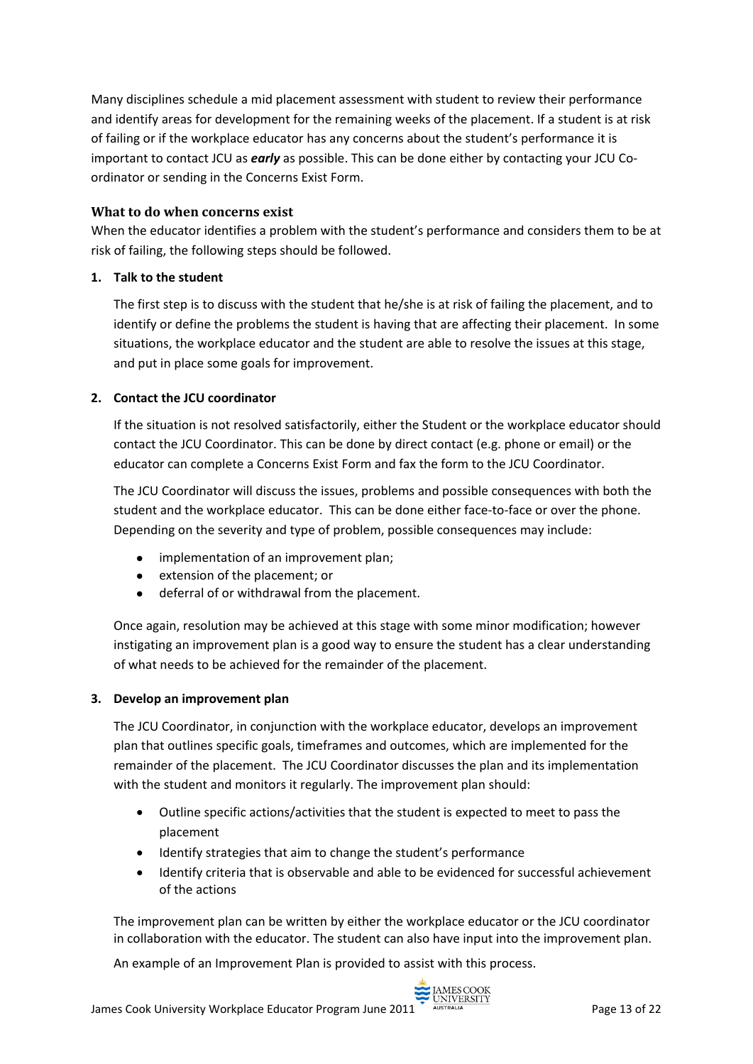Many disciplines schedule a mid placement assessment with student to review their performance and identify areas for development for the remaining weeks of the placement. If a student is at risk of failing or if the workplace educator has any concerns about the student's performance it is important to contact JCU as ***early*** as possible. This can be done either by contacting your JCU Co-ordinator or sending in the Concerns Exist Form.

### What to do when concerns exist

When the educator identifies a problem with the student's performance and considers them to be at risk of failing, the following steps should be followed.

**1. Talk to the student**

The first step is to discuss with the student that he/she is at risk of failing the placement, and to identify or define the problems the student is having that are affecting their placement. In some situations, the workplace educator and the student are able to resolve the issues at this stage, and put in place some goals for improvement.

**2. Contact the JCU coordinator**

If the situation is not resolved satisfactorily, either the Student or the workplace educator should contact the JCU Coordinator. This can be done by direct contact (e.g. phone or email) or the educator can complete a Concerns Exist Form and fax the form to the JCU Coordinator.

The JCU Coordinator will discuss the issues, problems and possible consequences with both the student and the workplace educator. This can be done either face-to-face or over the phone. Depending on the severity and type of problem, possible consequences may include:

- implementation of an improvement plan;
- extension of the placement; or
- deferral of or withdrawal from the placement.

Once again, resolution may be achieved at this stage with some minor modification; however instigating an improvement plan is a good way to ensure the student has a clear understanding of what needs to be achieved for the remainder of the placement.

**3. Develop an improvement plan**

The JCU Coordinator, in conjunction with the workplace educator, develops an improvement plan that outlines specific goals, timeframes and outcomes, which are implemented for the remainder of the placement. The JCU Coordinator discusses the plan and its implementation with the student and monitors it regularly. The improvement plan should:

- Outline specific actions/activities that the student is expected to meet to pass the placement
- Identify strategies that aim to change the student's performance
- Identify criteria that is observable and able to be evidenced for successful achievement of the actions

The improvement plan can be written by either the workplace educator or the JCU coordinator in collaboration with the educator. The student can also have input into the improvement plan.

An example of an Improvement Plan is provided to assist with this process.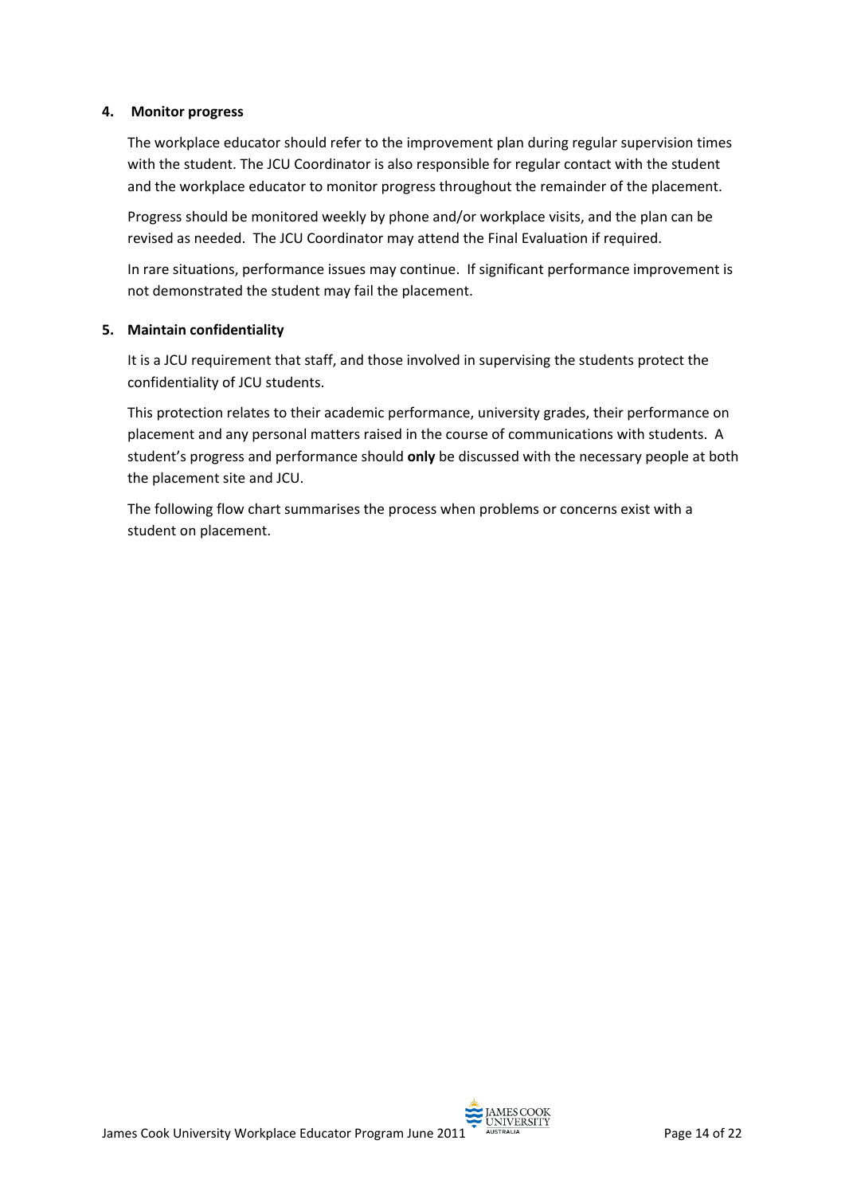### 4. Monitor progress

The workplace educator should refer to the improvement plan during regular supervision times with the student. The JCU Coordinator is also responsible for regular contact with the student and the workplace educator to monitor progress throughout the remainder of the placement.

Progress should be monitored weekly by phone and/or workplace visits, and the plan can be revised as needed. The JCU Coordinator may attend the Final Evaluation if required.

In rare situations, performance issues may continue. If significant performance improvement is not demonstrated the student may fail the placement.

### 5. Maintain confidentiality

It is a JCU requirement that staff, and those involved in supervising the students protect the confidentiality of JCU students.

This protection relates to their academic performance, university grades, their performance on placement and any personal matters raised in the course of communications with students. A student's progress and performance should **only** be discussed with the necessary people at both the placement site and JCU.

The following flow chart summarises the process when problems or concerns exist with a student on placement.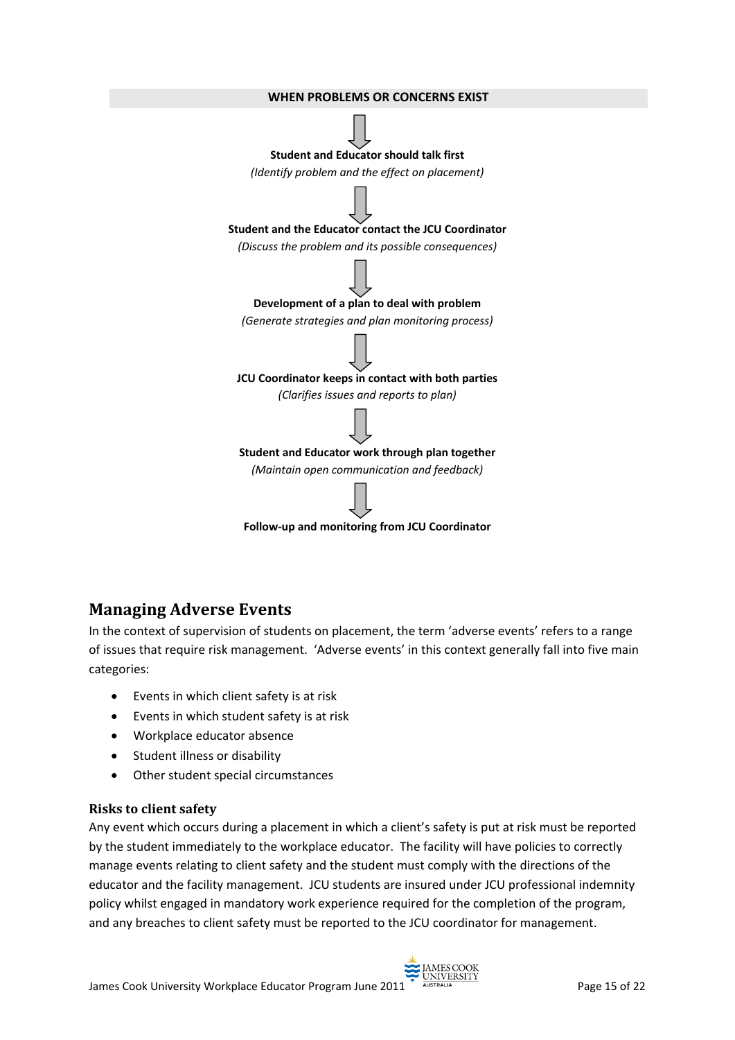**WHEN PROBLEMS OR CONCERNS EXIST**

↓

**Student and Educator should talk first**

*(Identify problem and the effect on placement)*

↓

**Student and the Educator contact the JCU Coordinator**

*(Discuss the problem and its possible consequences)*

↓

**Development of a plan to deal with problem**

*(Generate strategies and plan monitoring process)*

↓

**JCU Coordinator keeps in contact with both parties**

*(Clarifies issues and reports to plan)*

↓

**Student and Educator work through plan together**

*(Maintain open communication and feedback)*

↓

**Follow-up and monitoring from JCU Coordinator**

## Managing Adverse Events

In the context of supervision of students on placement, the term 'adverse events' refers to a range of issues that require risk management. 'Adverse events' in this context generally fall into five main categories:

- Events in which client safety is at risk
- Events in which student safety is at risk
- Workplace educator absence
- Student illness or disability
- Other student special circumstances

### Risks to client safety

Any event which occurs during a placement in which a client's safety is put at risk must be reported by the student immediately to the workplace educator. The facility will have policies to correctly manage events relating to client safety and the student must comply with the directions of the educator and the facility management. JCU students are insured under JCU professional indemnity policy whilst engaged in mandatory work experience required for the completion of the program, and any breaches to client safety must be reported to the JCU coordinator for management.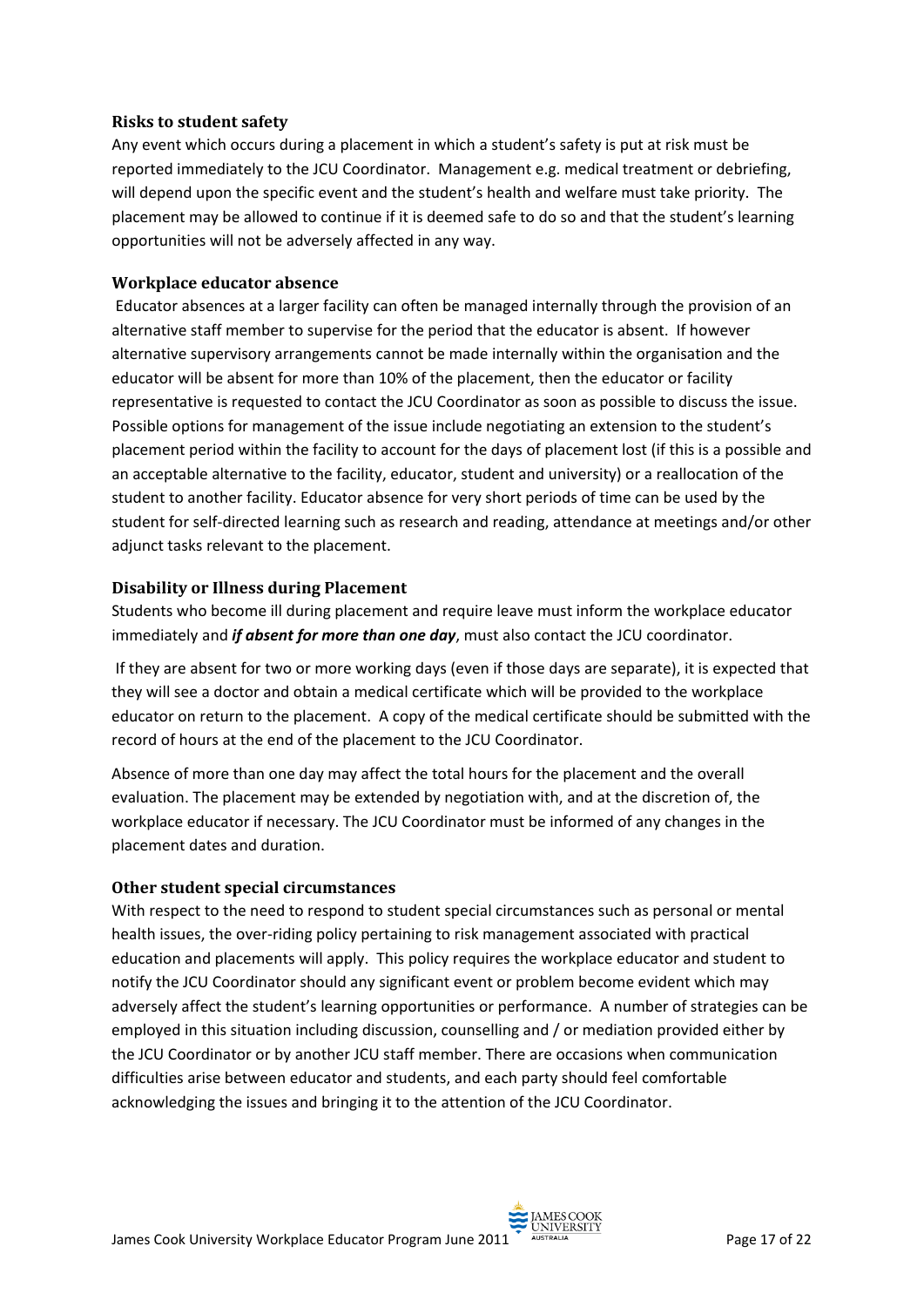### Risks to student safety

Any event which occurs during a placement in which a student's safety is put at risk must be reported immediately to the JCU Coordinator. Management e.g. medical treatment or debriefing, will depend upon the specific event and the student's health and welfare must take priority. The placement may be allowed to continue if it is deemed safe to do so and that the student's learning opportunities will not be adversely affected in any way.

### Workplace educator absence

Educator absences at a larger facility can often be managed internally through the provision of an alternative staff member to supervise for the period that the educator is absent. If however alternative supervisory arrangements cannot be made internally within the organisation and the educator will be absent for more than 10% of the placement, then the educator or facility representative is requested to contact the JCU Coordinator as soon as possible to discuss the issue. Possible options for management of the issue include negotiating an extension to the student's placement period within the facility to account for the days of placement lost (if this is a possible and an acceptable alternative to the facility, educator, student and university) or a reallocation of the student to another facility. Educator absence for very short periods of time can be used by the student for self-directed learning such as research and reading, attendance at meetings and/or other adjunct tasks relevant to the placement.

### Disability or Illness during Placement

Students who become ill during placement and require leave must inform the workplace educator immediately and ***if absent for more than one day***, must also contact the JCU coordinator.

If they are absent for two or more working days (even if those days are separate), it is expected that they will see a doctor and obtain a medical certificate which will be provided to the workplace educator on return to the placement. A copy of the medical certificate should be submitted with the record of hours at the end of the placement to the JCU Coordinator.

Absence of more than one day may affect the total hours for the placement and the overall evaluation. The placement may be extended by negotiation with, and at the discretion of, the workplace educator if necessary. The JCU Coordinator must be informed of any changes in the placement dates and duration.

### Other student special circumstances

With respect to the need to respond to student special circumstances such as personal or mental health issues, the over-riding policy pertaining to risk management associated with practical education and placements will apply. This policy requires the workplace educator and student to notify the JCU Coordinator should any significant event or problem become evident which may adversely affect the student's learning opportunities or performance. A number of strategies can be employed in this situation including discussion, counselling and / or mediation provided either by the JCU Coordinator or by another JCU staff member. There are occasions when communication difficulties arise between educator and students, and each party should feel comfortable acknowledging the issues and bringing it to the attention of the JCU Coordinator.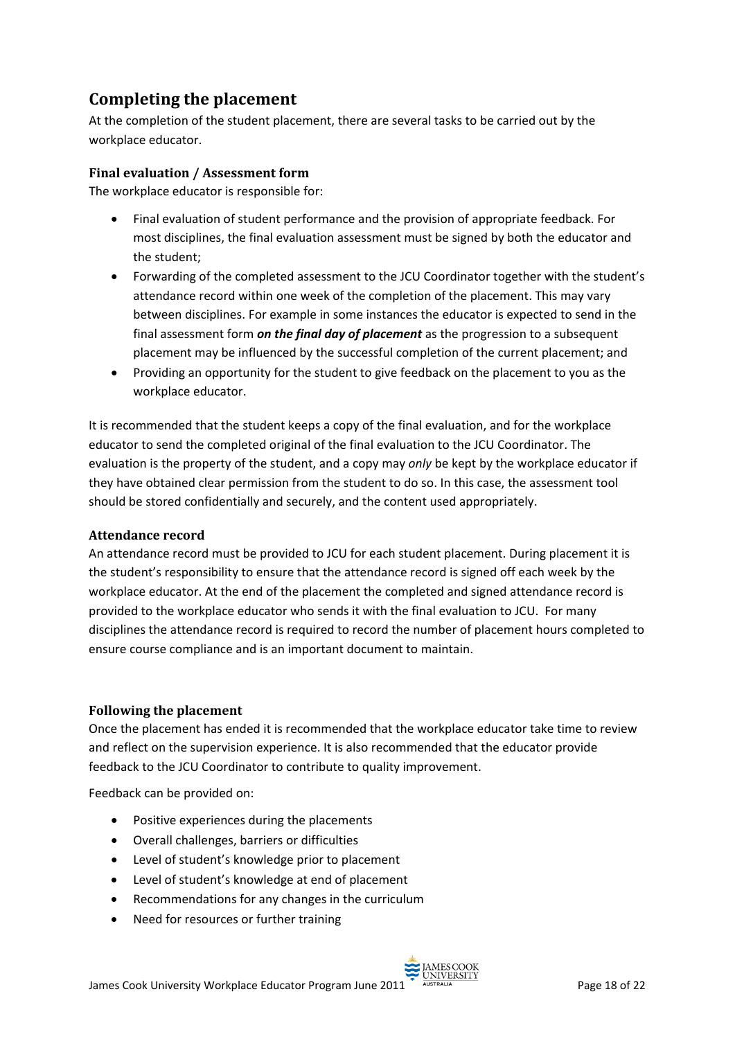## Completing the placement

At the completion of the student placement, there are several tasks to be carried out by the workplace educator.

### Final evaluation / Assessment form

The workplace educator is responsible for:

- Final evaluation of student performance and the provision of appropriate feedback. For most disciplines, the final evaluation assessment must be signed by both the educator and the student;
- Forwarding of the completed assessment to the JCU Coordinator together with the student's attendance record within one week of the completion of the placement. This may vary between disciplines. For example in some instances the educator is expected to send in the final assessment form ***on the final day of placement*** as the progression to a subsequent placement may be influenced by the successful completion of the current placement; and
- Providing an opportunity for the student to give feedback on the placement to you as the workplace educator.

It is recommended that the student keeps a copy of the final evaluation, and for the workplace educator to send the completed original of the final evaluation to the JCU Coordinator. The evaluation is the property of the student, and a copy may *only* be kept by the workplace educator if they have obtained clear permission from the student to do so. In this case, the assessment tool should be stored confidentially and securely, and the content used appropriately.

### Attendance record

An attendance record must be provided to JCU for each student placement. During placement it is the student's responsibility to ensure that the attendance record is signed off each week by the workplace educator. At the end of the placement the completed and signed attendance record is provided to the workplace educator who sends it with the final evaluation to JCU. For many disciplines the attendance record is required to record the number of placement hours completed to ensure course compliance and is an important document to maintain.

### Following the placement

Once the placement has ended it is recommended that the workplace educator take time to review and reflect on the supervision experience. It is also recommended that the educator provide feedback to the JCU Coordinator to contribute to quality improvement.

Feedback can be provided on:

- Positive experiences during the placements
- Overall challenges, barriers or difficulties
- Level of student's knowledge prior to placement
- Level of student's knowledge at end of placement
- Recommendations for any changes in the curriculum
- Need for resources or further training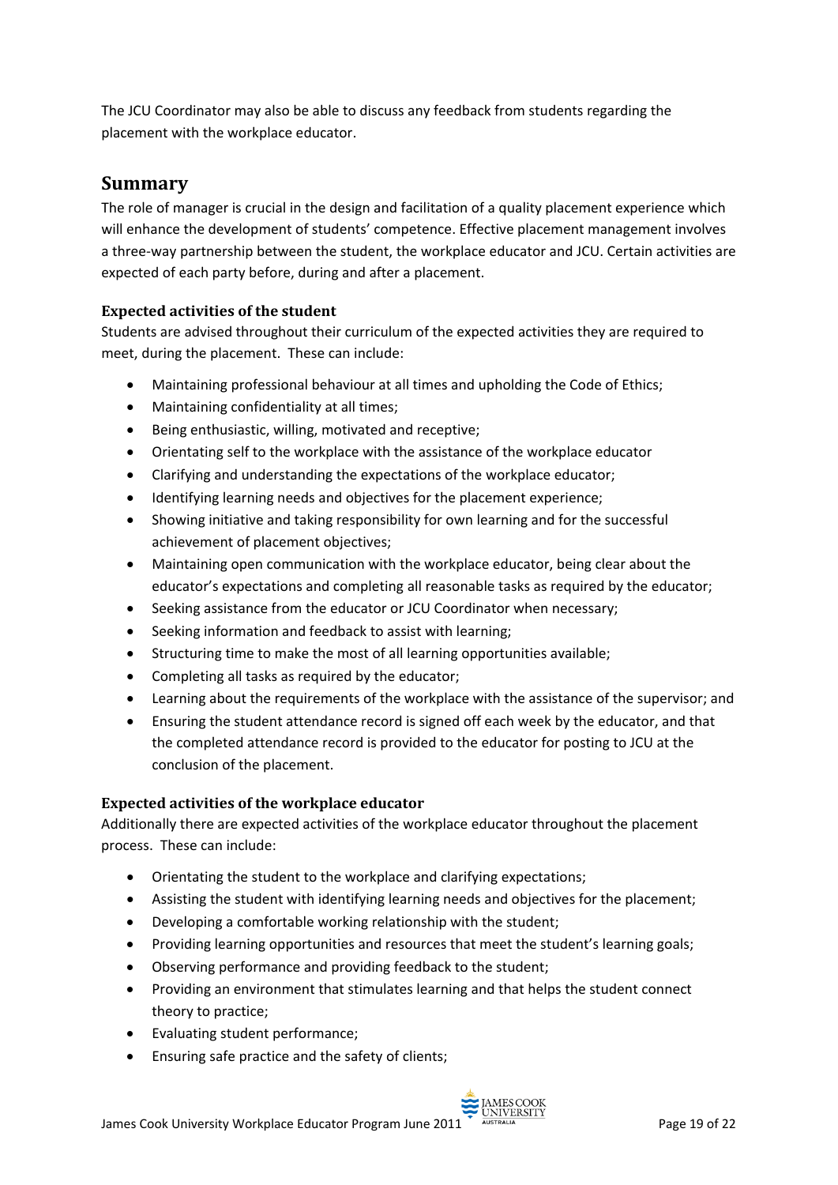The JCU Coordinator may also be able to discuss any feedback from students regarding the placement with the workplace educator.

## Summary

The role of manager is crucial in the design and facilitation of a quality placement experience which will enhance the development of students' competence. Effective placement management involves a three-way partnership between the student, the workplace educator and JCU. Certain activities are expected of each party before, during and after a placement.

### Expected activities of the student

Students are advised throughout their curriculum of the expected activities they are required to meet, during the placement. These can include:

- Maintaining professional behaviour at all times and upholding the Code of Ethics;
- Maintaining confidentiality at all times;
- Being enthusiastic, willing, motivated and receptive;
- Orientating self to the workplace with the assistance of the workplace educator
- Clarifying and understanding the expectations of the workplace educator;
- Identifying learning needs and objectives for the placement experience;
- Showing initiative and taking responsibility for own learning and for the successful achievement of placement objectives;
- Maintaining open communication with the workplace educator, being clear about the educator's expectations and completing all reasonable tasks as required by the educator;
- Seeking assistance from the educator or JCU Coordinator when necessary;
- Seeking information and feedback to assist with learning;
- Structuring time to make the most of all learning opportunities available;
- Completing all tasks as required by the educator;
- Learning about the requirements of the workplace with the assistance of the supervisor; and
- Ensuring the student attendance record is signed off each week by the educator, and that the completed attendance record is provided to the educator for posting to JCU at the conclusion of the placement.

### Expected activities of the workplace educator

Additionally there are expected activities of the workplace educator throughout the placement process. These can include:

- Orientating the student to the workplace and clarifying expectations;
- Assisting the student with identifying learning needs and objectives for the placement;
- Developing a comfortable working relationship with the student;
- Providing learning opportunities and resources that meet the student's learning goals;
- Observing performance and providing feedback to the student;
- Providing an environment that stimulates learning and that helps the student connect theory to practice;
- Evaluating student performance;
- Ensuring safe practice and the safety of clients;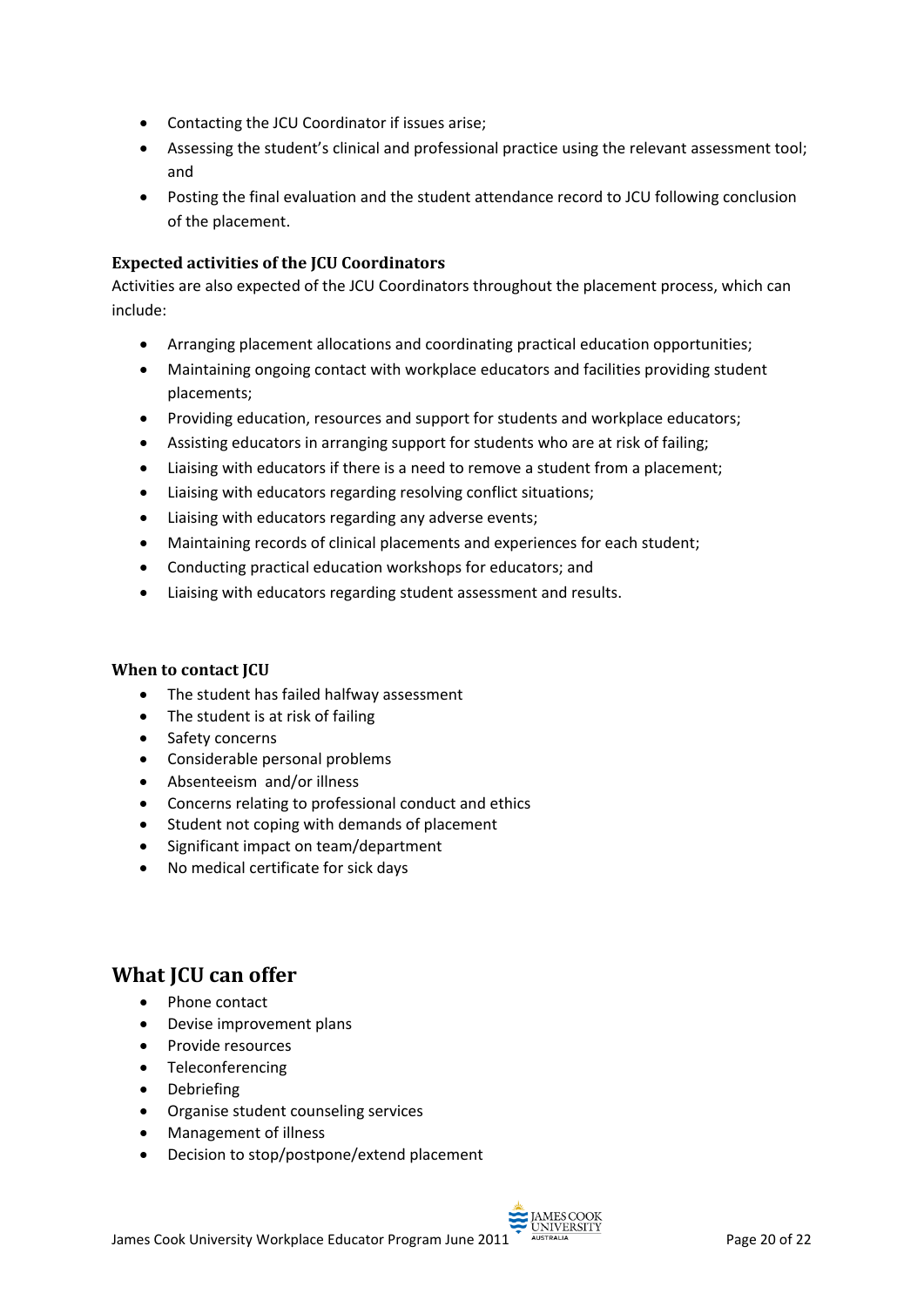- Contacting the JCU Coordinator if issues arise;
- Assessing the student's clinical and professional practice using the relevant assessment tool; and
- Posting the final evaluation and the student attendance record to JCU following conclusion of the placement.

### Expected activities of the JCU Coordinators

Activities are also expected of the JCU Coordinators throughout the placement process, which can include:

- Arranging placement allocations and coordinating practical education opportunities;
- Maintaining ongoing contact with workplace educators and facilities providing student placements;
- Providing education, resources and support for students and workplace educators;
- Assisting educators in arranging support for students who are at risk of failing;
- Liaising with educators if there is a need to remove a student from a placement;
- Liaising with educators regarding resolving conflict situations;
- Liaising with educators regarding any adverse events;
- Maintaining records of clinical placements and experiences for each student;
- Conducting practical education workshops for educators; and
- Liaising with educators regarding student assessment and results.

### When to contact JCU

- The student has failed halfway assessment
- The student is at risk of failing
- Safety concerns
- Considerable personal problems
- Absenteeism and/or illness
- Concerns relating to professional conduct and ethics
- Student not coping with demands of placement
- Significant impact on team/department
- No medical certificate for sick days

## What JCU can offer

- Phone contact
- Devise improvement plans
- Provide resources
- Teleconferencing
- Debriefing
- Organise student counseling services
- Management of illness
- Decision to stop/postpone/extend placement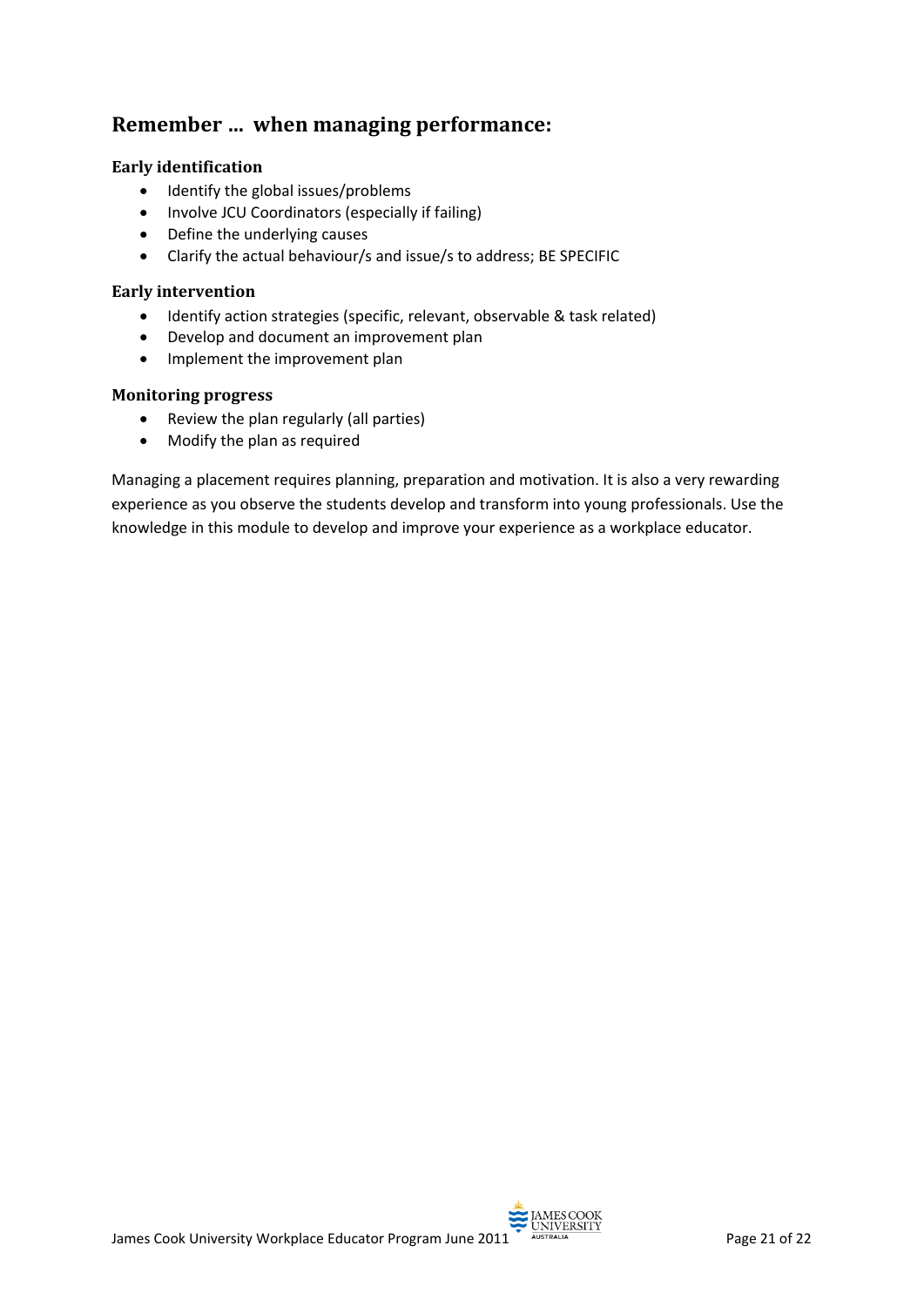## Remember … when managing performance:

### Early identification

- Identify the global issues/problems
- Involve JCU Coordinators (especially if failing)
- Define the underlying causes
- Clarify the actual behaviour/s and issue/s to address; BE SPECIFIC

### Early intervention

- Identify action strategies (specific, relevant, observable & task related)
- Develop and document an improvement plan
- Implement the improvement plan

### Monitoring progress

- Review the plan regularly (all parties)
- Modify the plan as required

Managing a placement requires planning, preparation and motivation. It is also a very rewarding experience as you observe the students develop and transform into young professionals. Use the knowledge in this module to develop and improve your experience as a workplace educator.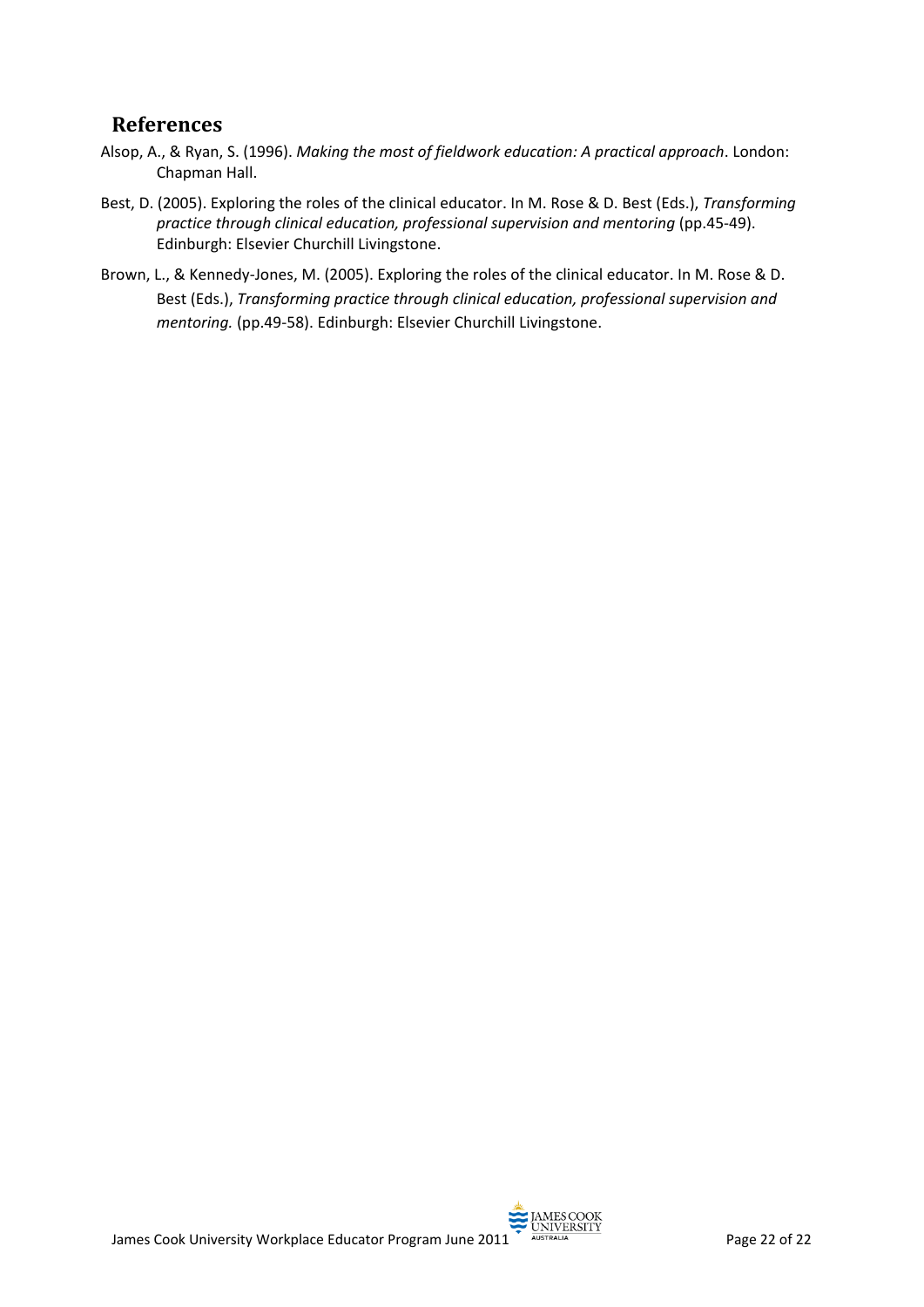## References

Alsop, A., & Ryan, S. (1996). *Making the most of fieldwork education: A practical approach*. London: Chapman Hall.

Best, D. (2005). Exploring the roles of the clinical educator. In M. Rose & D. Best (Eds.), *Transforming practice through clinical education, professional supervision and mentoring* (pp.45-49). Edinburgh: Elsevier Churchill Livingstone.

Brown, L., & Kennedy-Jones, M. (2005). Exploring the roles of the clinical educator. In M. Rose & D. Best (Eds.), *Transforming practice through clinical education, professional supervision and mentoring.* (pp.49-58). Edinburgh: Elsevier Churchill Livingstone.